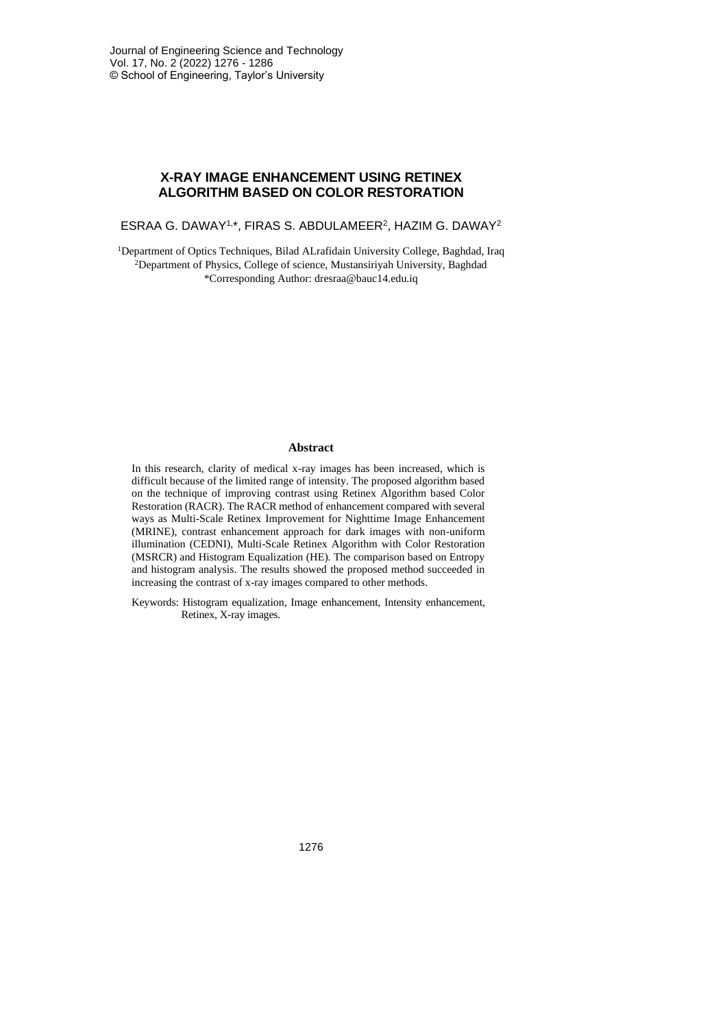# X-RAY IMAGE ENHANCEMENT USING RETINEX ALGORITHM BASED ON COLOR RESTORATION

ESRAA G. DAWAY[1,*], FIRAS S. ABDULAMEER[2], HAZIM G. DAWAY[2]

[1]Department of Optics Techniques, Bilad ALrafidain University College, Baghdad, Iraq
[2]Department of Physics, College of science, Mustansiriyah University, Baghdad
*Corresponding Author: dresraa@bauc14.edu.iq

## Abstract

In this research, clarity of medical x-ray images has been increased, which is difficult because of the limited range of intensity. The proposed algorithm based on the technique of improving contrast using Retinex Algorithm based Color Restoration (RACR). The RACR method of enhancement compared with several ways as Multi-Scale Retinex Improvement for Nighttime Image Enhancement (MRINE), contrast enhancement approach for dark images with non-uniform illumination (CEDNI), Multi-Scale Retinex Algorithm with Color Restoration (MSRCR) and Histogram Equalization (HE). The comparison based on Entropy and histogram analysis. The results showed the proposed method succeeded in increasing the contrast of x-ray images compared to other methods.

Keywords: Histogram equalization, Image enhancement, Intensity enhancement, Retinex, X-ray images.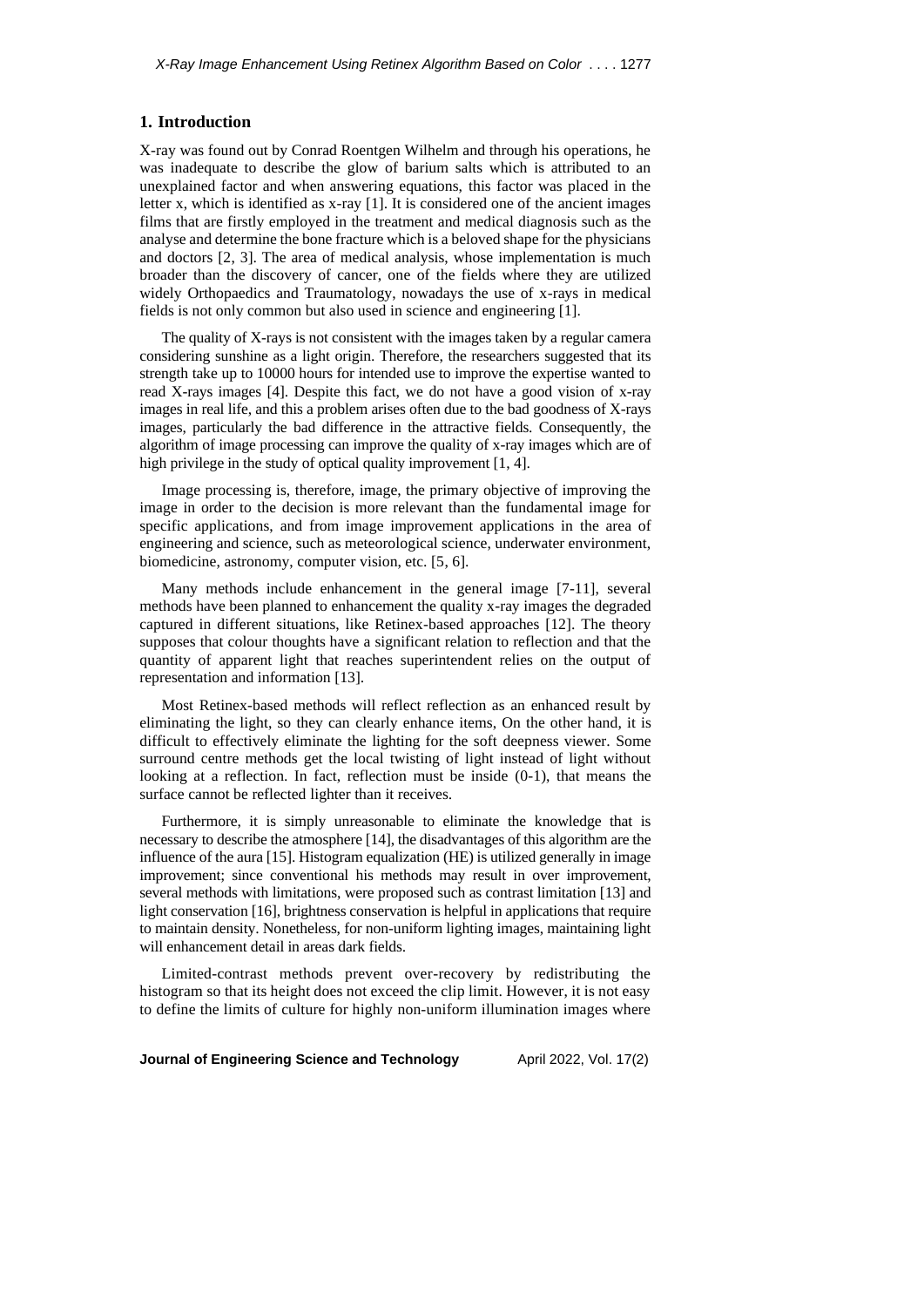## 1. Introduction

X-ray was found out by Conrad Roentgen Wilhelm and through his operations, he was inadequate to describe the glow of barium salts which is attributed to an unexplained factor and when answering equations, this factor was placed in the letter x, which is identified as x-ray [1]. It is considered one of the ancient images films that are firstly employed in the treatment and medical diagnosis such as the analyse and determine the bone fracture which is a beloved shape for the physicians and doctors [2, 3]. The area of medical analysis, whose implementation is much broader than the discovery of cancer, one of the fields where they are utilized widely Orthopaedics and Traumatology, nowadays the use of x-rays in medical fields is not only common but also used in science and engineering [1].

The quality of X-rays is not consistent with the images taken by a regular camera considering sunshine as a light origin. Therefore, the researchers suggested that its strength take up to 10000 hours for intended use to improve the expertise wanted to read X-rays images [4]. Despite this fact, we do not have a good vision of x-ray images in real life, and this a problem arises often due to the bad goodness of X-rays images, particularly the bad difference in the attractive fields. Consequently, the algorithm of image processing can improve the quality of x-ray images which are of high privilege in the study of optical quality improvement [1, 4].

Image processing is, therefore, image, the primary objective of improving the image in order to the decision is more relevant than the fundamental image for specific applications, and from image improvement applications in the area of engineering and science, such as meteorological science, underwater environment, biomedicine, astronomy, computer vision, etc. [5, 6].

Many methods include enhancement in the general image [7-11], several methods have been planned to enhancement the quality x-ray images the degraded captured in different situations, like Retinex-based approaches [12]. The theory supposes that colour thoughts have a significant relation to reflection and that the quantity of apparent light that reaches superintendent relies on the output of representation and information [13].

Most Retinex-based methods will reflect reflection as an enhanced result by eliminating the light, so they can clearly enhance items, On the other hand, it is difficult to effectively eliminate the lighting for the soft deepness viewer. Some surround centre methods get the local twisting of light instead of light without looking at a reflection. In fact, reflection must be inside (0-1), that means the surface cannot be reflected lighter than it receives.

Furthermore, it is simply unreasonable to eliminate the knowledge that is necessary to describe the atmosphere [14], the disadvantages of this algorithm are the influence of the aura [15]. Histogram equalization (HE) is utilized generally in image improvement; since conventional his methods may result in over improvement, several methods with limitations, were proposed such as contrast limitation [13] and light conservation [16], brightness conservation is helpful in applications that require to maintain density. Nonetheless, for non-uniform lighting images, maintaining light will enhancement detail in areas dark fields.

Limited-contrast methods prevent over-recovery by redistributing the histogram so that its height does not exceed the clip limit. However, it is not easy to define the limits of culture for highly non-uniform illumination images where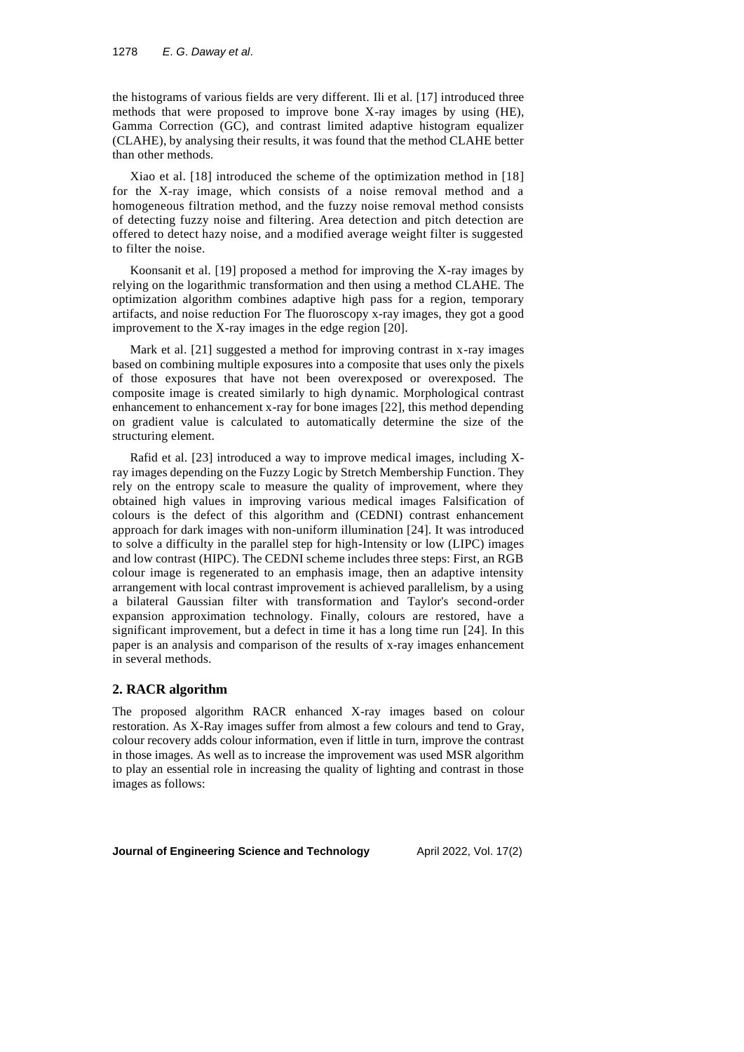the histograms of various fields are very different. Ili et al. [17] introduced three methods that were proposed to improve bone X-ray images by using (HE), Gamma Correction (GC), and contrast limited adaptive histogram equalizer (CLAHE), by analysing their results, it was found that the method CLAHE better than other methods.

Xiao et al. [18] introduced the scheme of the optimization method in [18] for the X-ray image, which consists of a noise removal method and a homogeneous filtration method, and the fuzzy noise removal method consists of detecting fuzzy noise and filtering. Area detection and pitch detection are offered to detect hazy noise, and a modified average weight filter is suggested to filter the noise.

Koonsanit et al. [19] proposed a method for improving the X-ray images by relying on the logarithmic transformation and then using a method CLAHE. The optimization algorithm combines adaptive high pass for a region, temporary artifacts, and noise reduction For The fluoroscopy x-ray images, they got a good improvement to the X-ray images in the edge region [20].

Mark et al. [21] suggested a method for improving contrast in x-ray images based on combining multiple exposures into a composite that uses only the pixels of those exposures that have not been overexposed or overexposed. The composite image is created similarly to high dynamic. Morphological contrast enhancement to enhancement x-ray for bone images [22], this method depending on gradient value is calculated to automatically determine the size of the structuring element.

Rafid et al. [23] introduced a way to improve medical images, including X-ray images depending on the Fuzzy Logic by Stretch Membership Function. They rely on the entropy scale to measure the quality of improvement, where they obtained high values in improving various medical images Falsification of colours is the defect of this algorithm and (CEDNI) contrast enhancement approach for dark images with non-uniform illumination [24]. It was introduced to solve a difficulty in the parallel step for high-Intensity or low (LIPC) images and low contrast (HIPC). The CEDNI scheme includes three steps: First, an RGB colour image is regenerated to an emphasis image, then an adaptive intensity arrangement with local contrast improvement is achieved parallelism, by a using a bilateral Gaussian filter with transformation and Taylor's second-order expansion approximation technology. Finally, colours are restored, have a significant improvement, but a defect in time it has a long time run [24]. In this paper is an analysis and comparison of the results of x-ray images enhancement in several methods.

## 2. RACR algorithm

The proposed algorithm RACR enhanced X-ray images based on colour restoration. As X-Ray images suffer from almost a few colours and tend to Gray, colour recovery adds colour information, even if little in turn, improve the contrast in those images. As well as to increase the improvement was used MSR algorithm to play an essential role in increasing the quality of lighting and contrast in those images as follows: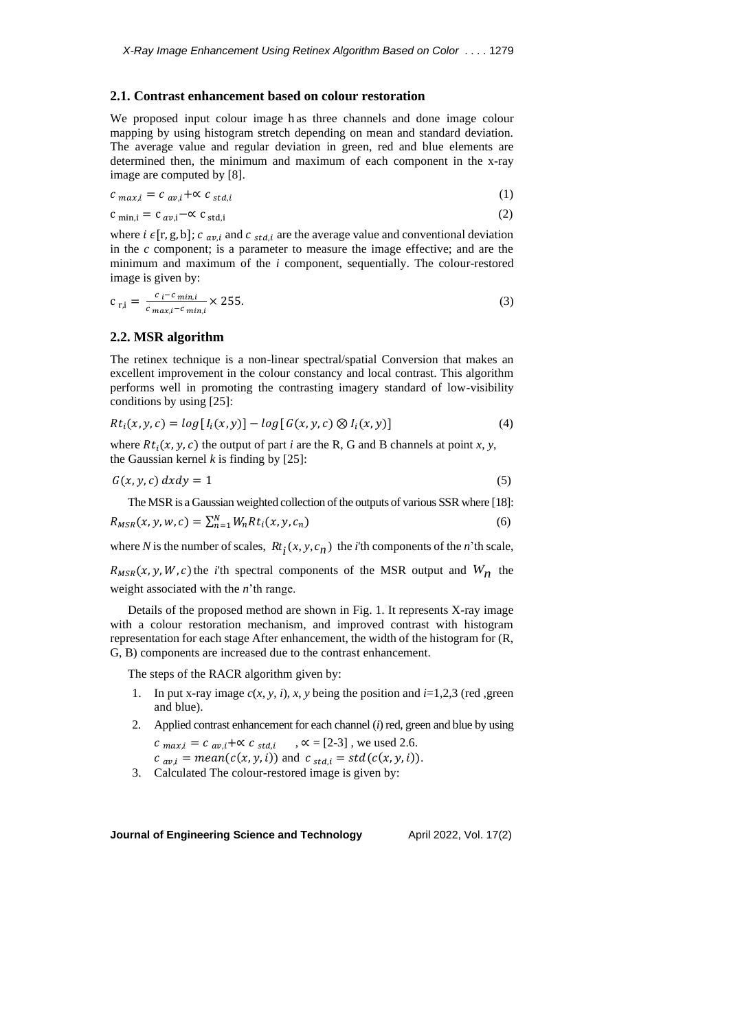## 2.1. Contrast enhancement based on colour restoration

We proposed input colour image has three channels and done image colour mapping by using histogram stretch depending on mean and standard deviation. The average value and regular deviation in green, red and blue elements are determined then, the minimum and maximum of each component in the x-ray image are computed by [8].

$$c_{max,i} = c_{av,i} + \propto c_{std,i} \tag{1}$$

$$c_{min,i} = c_{av,i} - \propto c_{std,i} \tag{2}$$

where $i \epsilon [r, g, b]$; $c_{av,i}$ and $c_{std,i}$ are the average value and conventional deviation in the *c* component; is a parameter to measure the image effective; and are the minimum and maximum of the *i* component, sequentially. The colour-restored image is given by:

$$c_{r,i} = \frac{c_i - c_{min,i}}{c_{max,i} - c_{min,i}} \times 255. \tag{3}$$

## 2.2. MSR algorithm

The retinex technique is a non-linear spectral/spatial Conversion that makes an excellent improvement in the colour constancy and local contrast. This algorithm performs well in promoting the contrasting imagery standard of low-visibility conditions by using [25]:

$$Rt_i(x, y, c) = log[I_i(x, y)] - log[G(x, y, c) \otimes I_i(x, y)] \tag{4}$$

where $Rt_i(x, y, c)$ the output of part *i* are the R, G and B channels at point *x*, *y*, the Gaussian kernel *k* is finding by [25]:

$$G(x, y, c)\, dxdy = 1 \tag{5}$$

The MSR is a Gaussian weighted collection of the outputs of various SSR where [18]:

$$R_{MSR}(x, y, w, c) = \sum_{n=1}^{N} W_n Rt_i(x, y, c_n) \tag{6}$$

where *N* is the number of scales, $Rt_i(x, y, c_n)$ the *i*'th components of the *n*'th scale, $R_{MSR}(x, y, W, c)$ the *i*'th spectral components of the MSR output and $W_n$ the weight associated with the *n*'th range.

Details of the proposed method are shown in Fig. 1. It represents X-ray image with a colour restoration mechanism, and improved contrast with histogram representation for each stage After enhancement, the width of the histogram for (R, G, B) components are increased due to the contrast enhancement.

The steps of the RACR algorithm given by:

1. In put x-ray image $c(x, y, i)$, *x*, *y* being the position and *i*=1,2,3 (red ,green and blue).
2. Applied contrast enhancement for each channel (*i*) red, green and blue by using $c_{max,i} = c_{av,i} + \propto c_{std,i}$ , $\propto$ = [2-3] , we used 2.6. $c_{av,i} = mean(c(x, y, i))$ and $c_{std,i} = std(c(x, y, i))$.
3. Calculated The colour-restored image is given by: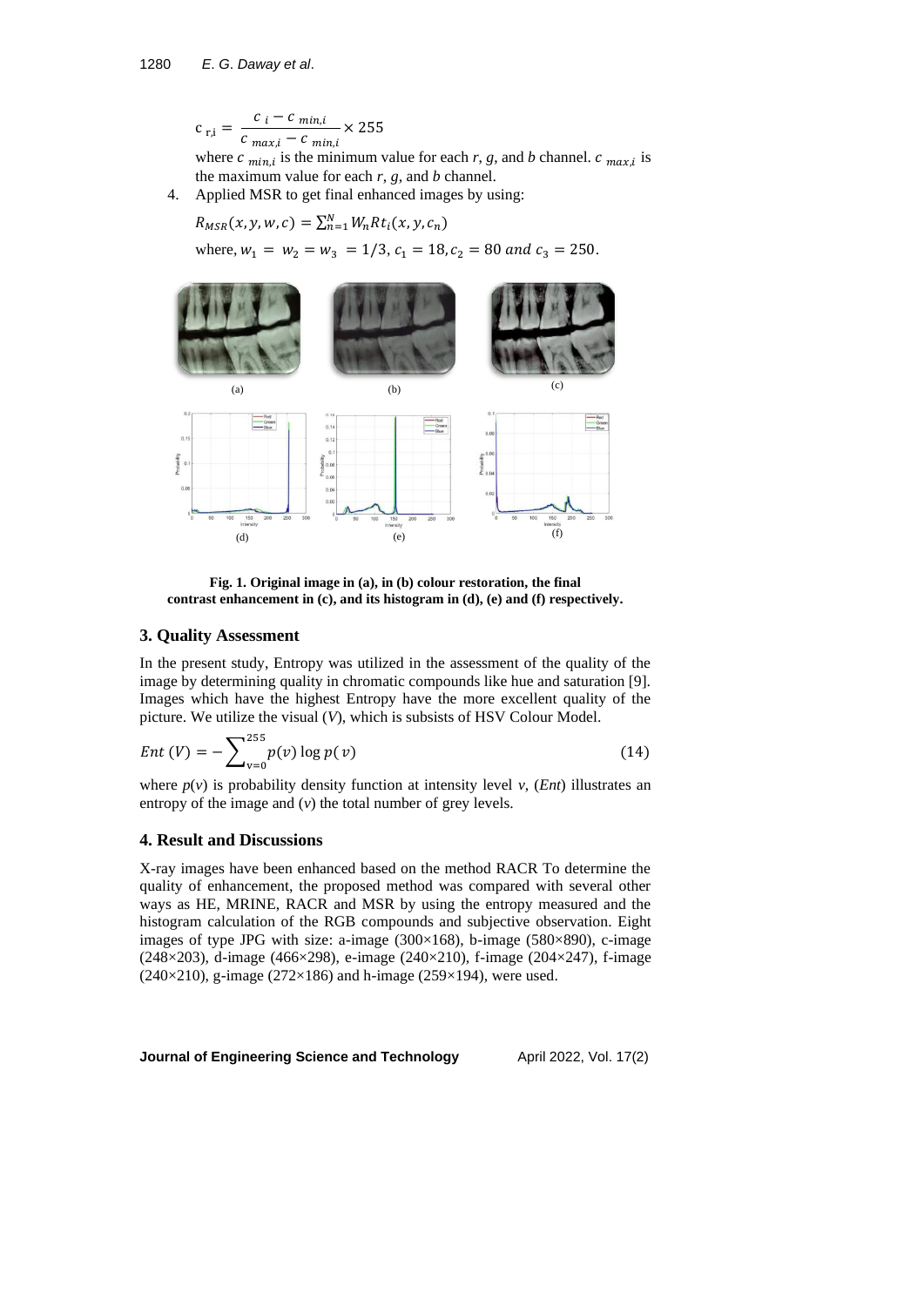$$c_{r,i} = \frac{c_i - c_{min,i}}{c_{max,i} - c_{min,i}} \times 255$$

where $c_{min,i}$ is the minimum value for each $r$, $g$, and $b$ channel. $c_{max,i}$ is the maximum value for each $r$, $g$, and $b$ channel.

4. Applied MSR to get final enhanced images by using:

$$R_{MSR}(x, y, w, c) = \sum_{n=1}^{N} W_n Rt_i(x, y, c_n)$$

where, $w_1 = w_2 = w_3 = 1/3$, $c_1 = 18$, $c_2 = 80$ $and$ $c_3 = 250$.

**Fig. 1. Original image in (a), in (b) colour restoration, the final contrast enhancement in (c), and its histogram in (d), (e) and (f) respectively.**

## 3. Quality Assessment

In the present study, Entropy was utilized in the assessment of the quality of the image by determining quality in chromatic compounds like hue and saturation [9]. Images which have the highest Entropy have the more excellent quality of the picture. We utilize the visual ($V$), which is subsists of HSV Colour Model.

$$Ent\ (V) = -\sum_{v=0}^{255} p(v) \log p(v) \tag{14}$$

where $p(v)$ is probability density function at intensity level $v$, ($Ent$) illustrates an entropy of the image and ($v$) the total number of grey levels.

## 4. Result and Discussions

X-ray images have been enhanced based on the method RACR To determine the quality of enhancement, the proposed method was compared with several other ways as HE, MRINE, RACR and MSR by using the entropy measured and the histogram calculation of the RGB compounds and subjective observation. Eight images of type JPG with size: a-image (300×168), b-image (580×890), c-image (248×203), d-image (466×298), e-image (240×210), f-image (204×247), f-image (240×210), g-image (272×186) and h-image (259×194), were used.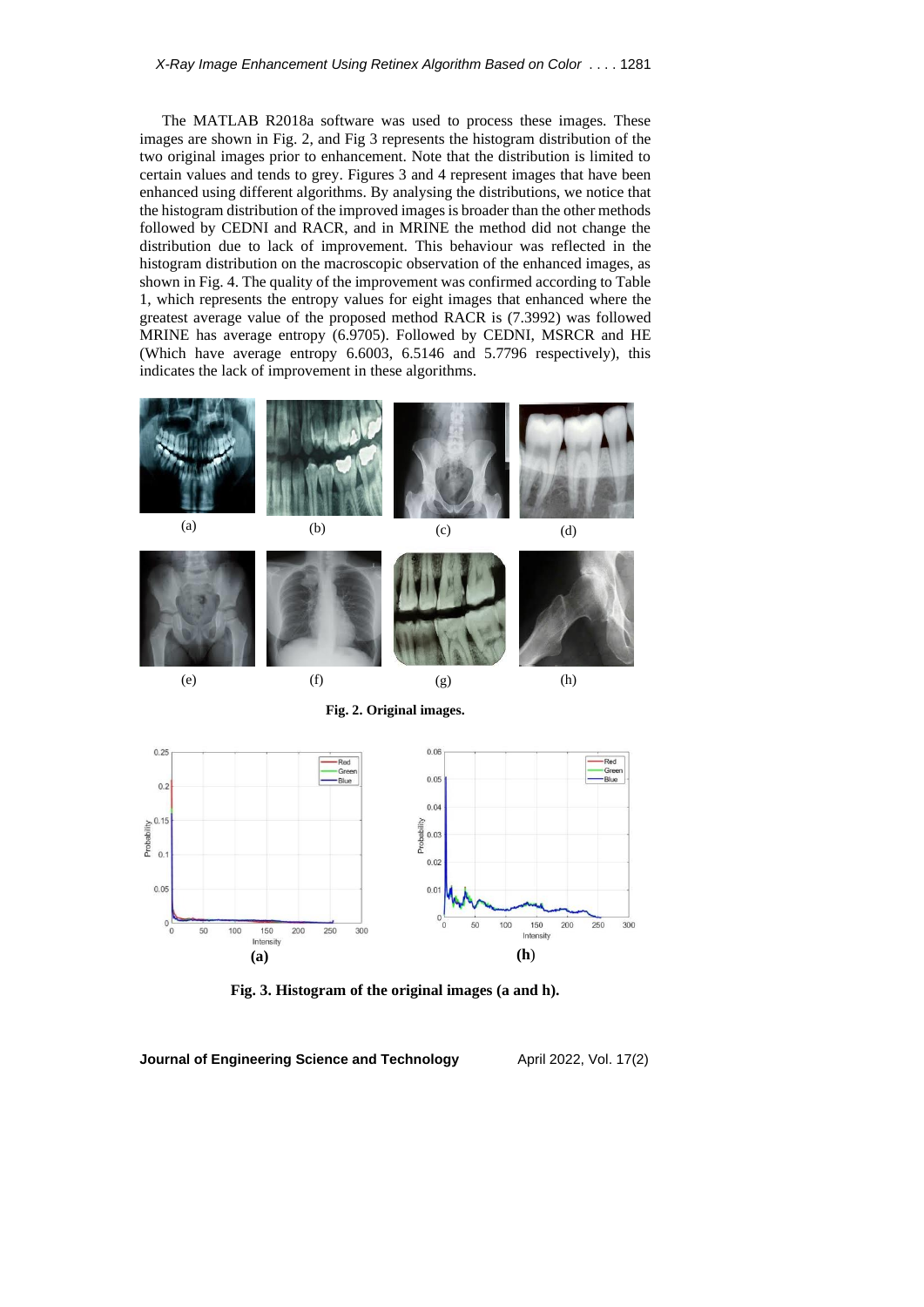The MATLAB R2018a software was used to process these images. These images are shown in Fig. 2, and Fig 3 represents the histogram distribution of the two original images prior to enhancement. Note that the distribution is limited to certain values and tends to grey. Figures 3 and 4 represent images that have been enhanced using different algorithms. By analysing the distributions, we notice that the histogram distribution of the improved images is broader than the other methods followed by CEDNI and RACR, and in MRINE the method did not change the distribution due to lack of improvement. This behaviour was reflected in the histogram distribution on the macroscopic observation of the enhanced images, as shown in Fig. 4. The quality of the improvement was confirmed according to Table 1, which represents the entropy values for eight images that enhanced where the greatest average value of the proposed method RACR is (7.3992) was followed MRINE has average entropy (6.9705). Followed by CEDNI, MSRCR and HE (Which have average entropy 6.6003, 6.5146 and 5.7796 respectively), this indicates the lack of improvement in these algorithms.

(a) (b) (c) (d)

(e) (f) (g) (h)

**Fig. 2. Original images.**

(a) (h)

**Fig. 3. Histogram of the original images (a and h).**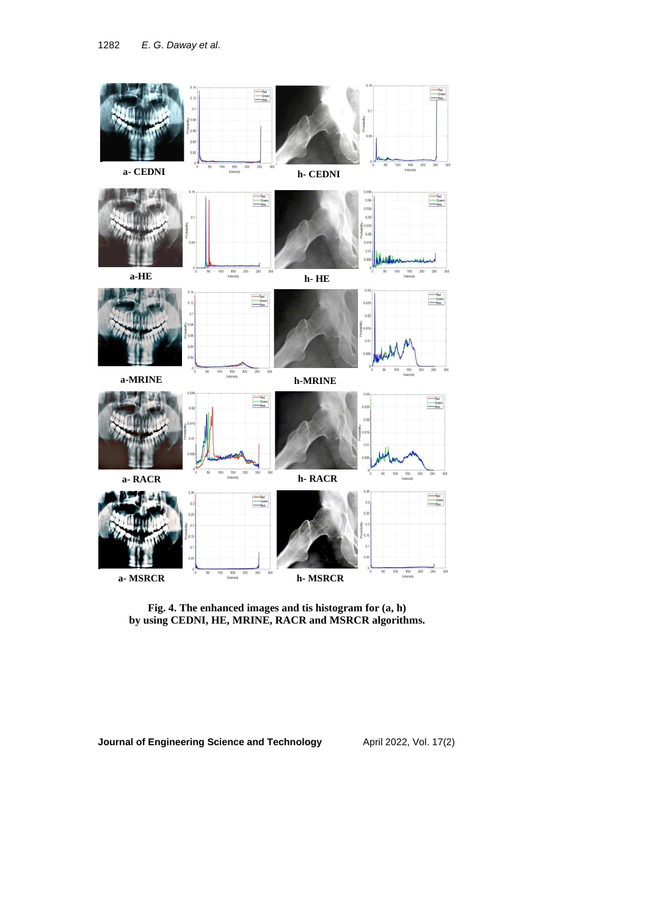a- CEDNI

h- CEDNI

a-HE

h- HE

a-MRINE

h-MRINE

a- RACR

h- RACR

a- MSRCR

h- MSRCR

**Fig. 4. The enhanced images and tis histogram for (a, h) by using CEDNI, HE, MRINE, RACR and MSRCR algorithms.**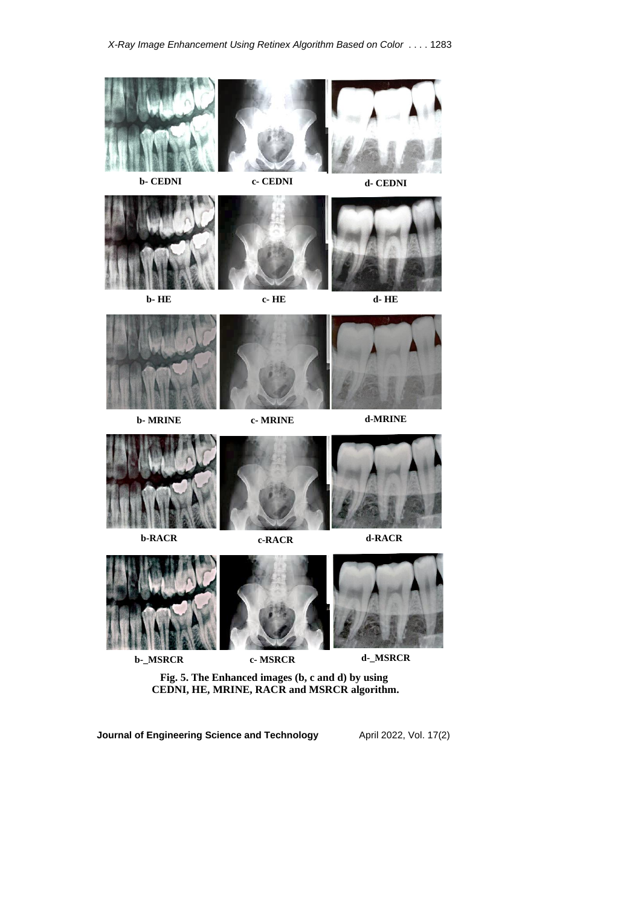b- CEDNI c- CEDNI d- CEDNI

b- HE c- HE d- HE

b- MRINE c- MRINE d-MRINE

b-RACR c-RACR d-RACR

b-_MSRCR c- MSRCR d-_MSRCR

**Fig. 5. The Enhanced images (b, c and d) by using CEDNI, HE, MRINE, RACR and MSRCR algorithm.**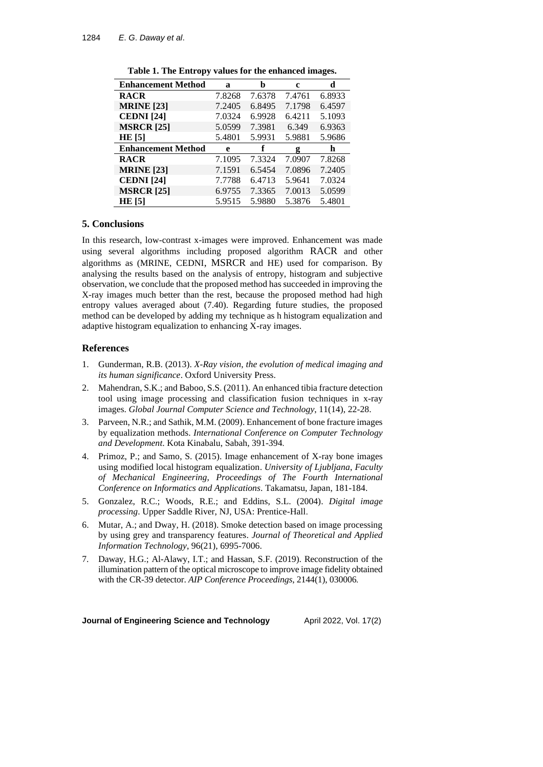**Table 1. The Entropy values for the enhanced images.**

| Enhancement Method | a | b | c | d |
|---|---|---|---|---|
| **RACR** | 7.8268 | 7.6378 | 7.4761 | 6.8933 |
| **MRINE [23]** | 7.2405 | 6.8495 | 7.1798 | 6.4597 |
| **CEDNI [24]** | 7.0324 | 6.9928 | 6.4211 | 5.1093 |
| **MSRCR [25]** | 5.0599 | 7.3981 | 6.349 | 6.9363 |
| **HE [5]** | 5.4801 | 5.9931 | 5.9881 | 5.9686 |
| **Enhancement Method** | **e** | **f** | **g** | **h** |
| **RACR** | 7.1095 | 7.3324 | 7.0907 | 7.8268 |
| **MRINE [23]** | 7.1591 | 6.5454 | 7.0896 | 7.2405 |
| **CEDNI [24]** | 7.7788 | 6.4713 | 5.9641 | 7.0324 |
| **MSRCR [25]** | 6.9755 | 7.3365 | 7.0013 | 5.0599 |
| **HE [5]** | 5.9515 | 5.9880 | 5.3876 | 5.4801 |

## 5. Conclusions

In this research, low-contrast x-images were improved. Enhancement was made using several algorithms including proposed algorithm RACR and other algorithms as (MRINE, CEDNI, MSRCR and HE) used for comparison. By analysing the results based on the analysis of entropy, histogram and subjective observation, we conclude that the proposed method has succeeded in improving the X-ray images much better than the rest, because the proposed method had high entropy values averaged about (7.40). Regarding future studies, the proposed method can be developed by adding my technique as h histogram equalization and adaptive histogram equalization to enhancing X-ray images.

## References

1. Gunderman, R.B. (2013). *X-Ray vision, the evolution of medical imaging and its human significance*. Oxford University Press.
2. Mahendran, S.K.; and Baboo, S.S. (2011). An enhanced tibia fracture detection tool using image processing and classification fusion techniques in x-ray images. *Global Journal Computer Science and Technology*, 11(14), 22-28.
3. Parveen, N.R.; and Sathik, M.M. (2009). Enhancement of bone fracture images by equalization methods. *International Conference on Computer Technology and Development*. Kota Kinabalu, Sabah, 391-394.
4. Primoz, P.; and Samo, S. (2015). Image enhancement of X-ray bone images using modified local histogram equalization. *University of Ljubljana, Faculty of Mechanical Engineering, Proceedings of The Fourth International Conference on Informatics and Applications*. Takamatsu, Japan, 181-184.
5. Gonzalez, R.C.; Woods, R.E.; and Eddins, S.L. (2004). *Digital image processing*. Upper Saddle River, NJ, USA: Prentice-Hall.
6. Mutar, A.; and Dway, H. (2018). Smoke detection based on image processing by using grey and transparency features. *Journal of Theoretical and Applied Information Technology*, 96(21), 6995-7006.
7. Daway, H.G.; Al-Alawy, I.T.; and Hassan, S.F. (2019). Reconstruction of the illumination pattern of the optical microscope to improve image fidelity obtained with the CR-39 detector. *AIP Conference Proceedings*, 2144(1), 030006.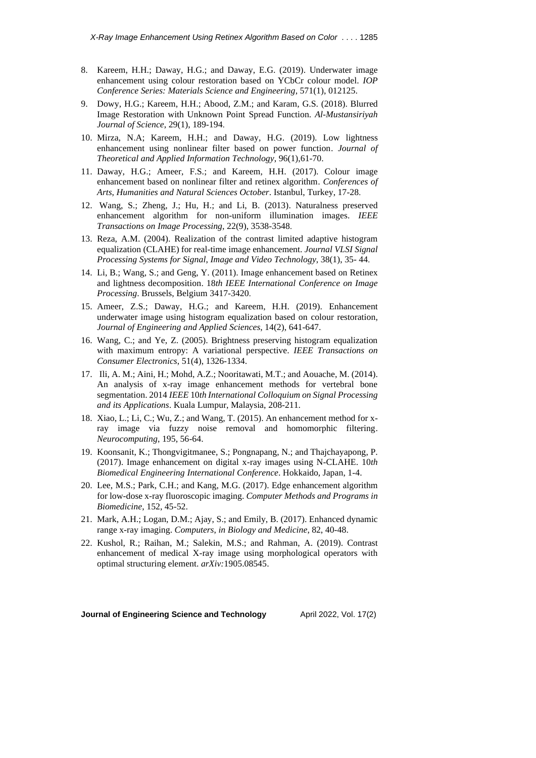8. Kareem, H.H.; Daway, H.G.; and Daway, E.G. (2019). Underwater image enhancement using colour restoration based on YCbCr colour model. *IOP Conference Series: Materials Science and Engineering*, 571(1), 012125.
9. Dowy, H.G.; Kareem, H.H.; Abood, Z.M.; and Karam, G.S. (2018). Blurred Image Restoration with Unknown Point Spread Function. *Al-Mustansiriyah Journal of Science*, 29(1), 189-194.
10. Mirza, N.A; Kareem, H.H.; and Daway, H.G (2019). Low lightness enhancement using nonlinear filter based on power function. *Journal of Theoretical and Applied Information Technology*, 96(1),61-70.
11. Daway, H.G.; Ameer, F.S.; and Kareem, H.H. (2017). Colour image enhancement based on nonlinear filter and retinex algorithm. *Conferences of Arts, Humanities and Natural Sciences October*. Istanbul, Turkey, 17-28.
12. Wang, S.; Zheng, J.; Hu, H.; and Li, B. (2013). Naturalness preserved enhancement algorithm for non-uniform illumination images. *IEEE Transactions on Image Processing*, 22(9), 3538-3548.
13. Reza, A.M. (2004). Realization of the contrast limited adaptive histogram equalization (CLAHE) for real-time image enhancement. *Journal VLSI Signal Processing Systems for Signal, Image and Video Technology*, 38(1), 35- 44.
14. Li, B.; Wang, S.; and Geng, Y. (2011). Image enhancement based on Retinex and lightness decomposition. 18*th IEEE International Conference on Image Processing*. Brussels, Belgium 3417-3420.
15. Ameer, Z.S.; Daway, H.G.; and Kareem, H.H. (2019). Enhancement underwater image using histogram equalization based on colour restoration, *Journal of Engineering and Applied Sciences*, 14(2), 641-647.
16. Wang, C.; and Ye, Z. (2005). Brightness preserving histogram equalization with maximum entropy: A variational perspective. *IEEE Transactions on Consumer Electronics*, 51(4), 1326-1334.
17. Ili, A. M.; Aini, H.; Mohd, A.Z.; Nooritawati, M.T.; and Aouache, M. (2014). An analysis of x-ray image enhancement methods for vertebral bone segmentation. 2014 *IEEE* 10*th International Colloquium on Signal Processing and its Applications*. Kuala Lumpur, Malaysia, 208-211.
18. Xiao, L.; Li, C.; Wu, Z.; and Wang, T. (2015). An enhancement method for x-ray image via fuzzy noise removal and homomorphic filtering. *Neurocomputing*, 195, 56-64.
19. Koonsanit, K.; Thongvigitmanee, S.; Pongnapang, N.; and Thajchayapong, P. (2017). Image enhancement on digital x-ray images using N-CLAHE. 10*th Biomedical Engineering International Conference*. Hokkaido, Japan, 1-4.
20. Lee, M.S.; Park, C.H.; and Kang, M.G. (2017). Edge enhancement algorithm for low-dose x-ray fluoroscopic imaging. *Computer Methods and Programs in Biomedicine*, 152, 45-52.
21. Mark, A.H.; Logan, D.M.; Ajay, S.; and Emily, B. (2017). Enhanced dynamic range x-ray imaging. *Computers, in Biology and Medicine*, 82, 40-48.
22. Kushol, R.; Raihan, M.; Salekin, M.S.; and Rahman, A. (2019). Contrast enhancement of medical X-ray image using morphological operators with optimal structuring element. *arXiv:*1905.08545.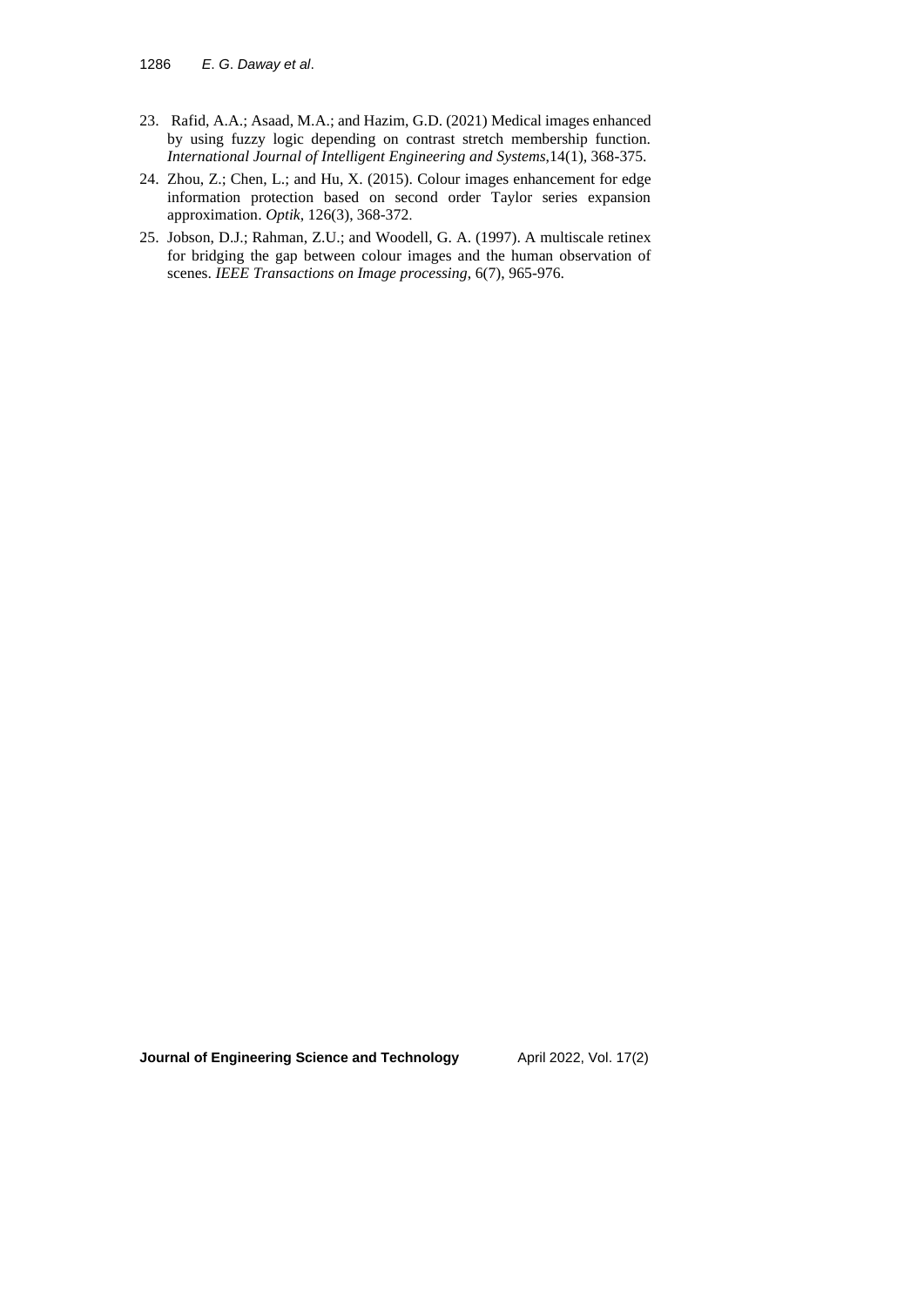23. Rafid, A.A.; Asaad, M.A.; and Hazim, G.D. (2021) Medical images enhanced by using fuzzy logic depending on contrast stretch membership function. *International Journal of Intelligent Engineering and Systems*,14(1), 368-375.
24. Zhou, Z.; Chen, L.; and Hu, X. (2015). Colour images enhancement for edge information protection based on second order Taylor series expansion approximation. *Optik*, 126(3), 368-372.
25. Jobson, D.J.; Rahman, Z.U.; and Woodell, G. A. (1997). A multiscale retinex for bridging the gap between colour images and the human observation of scenes. *IEEE Transactions on Image processing*, 6(7), 965-976.